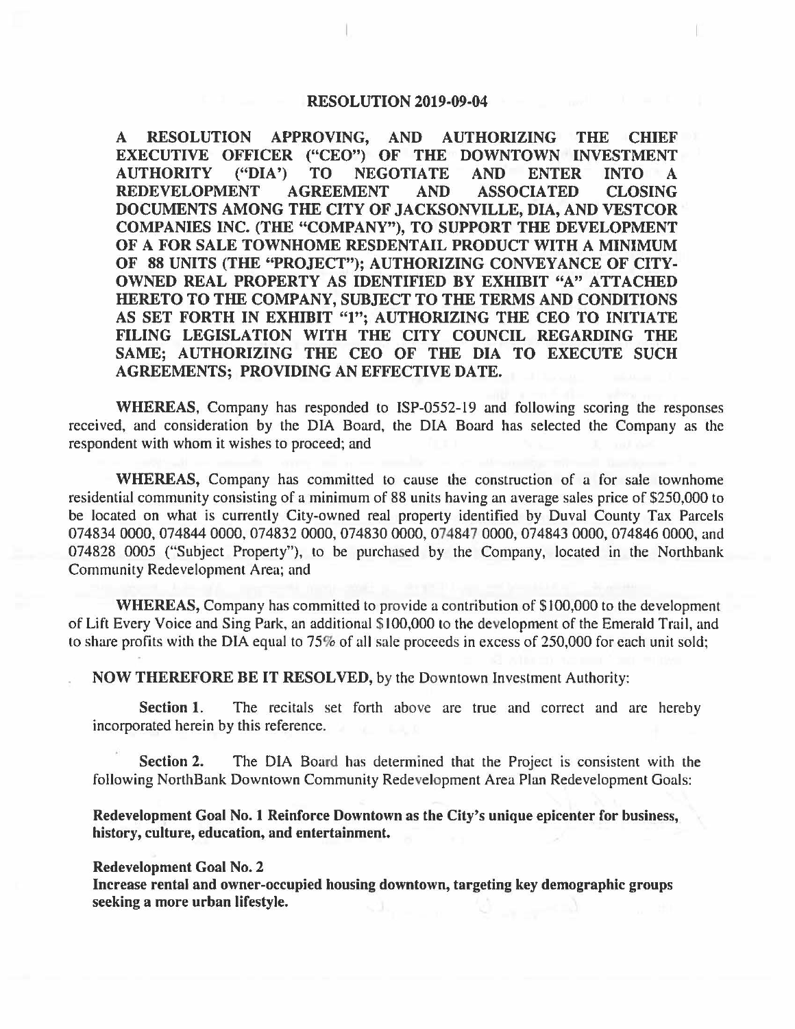# RESOLUTION 2019-09-04

**A RESOLUTION APPROVING, AND AUTHORIZING THE CHIEF EXECUTIVE OFFICER ("CEO") OF THE DOWNTOWN INVESTMENT AUTHORITY ("DIA') TO NEGOTIATE AND ENTER INTO A REDEVELOPMENT AGREEMENT AND ASSOCIATED CLOSING DOCUMENTS AMONG THE CITY OF JACKSONVILLE, DIA, AND VESTCOR COMPANIES INC. (THE "COMPANY"), TO SUPPORT THE DEVELOPMENT OF A FOR SALE TOWNHOME RESDENTAIL PRODUCT WITH A MINIMUM OF 88 UNITS (THE "PROJECT"); AUTHORIZING CONVEYANCE OF CITY-OWNED REAL PROPERTY AS IDENTIFIED BY EXHIBIT "A" ATTACHED HERETO TO THE COMPANY, SUBJECT TO THE TERMS AND CONDITIONS AS SET FORTH IN EXHIBIT "1"; AUTHORIZING THE CEO TO INITIATE FILING LEGISLATION WITH THE CITY COUNCIL REGARDING THE SAME; AUTHORIZING THE CEO OF THE DIA TO EXECUTE SUCH AGREEMENTS; PROVIDING AN EFFECTIVE DATE.**

**WHEREAS,** Company has responded to ISP-0552-19 and following scoring the responses received, and consideration by the DIA Board, the DIA Board has selected the Company as the respondent with whom it wishes to proceed; and

**WHEREAS,** Company has committed to cause the construction of a for sale townhome residential community consisting of a minimum of 88 units having an average sales price of $250,000 to be located on what is currently City-owned real property identified by Duval County Tax Parcels 074834 0000, 074844 0000, 074832 0000, 074830 0000, 074847 0000, 074843 0000, 074846 0000, and 074828 0005 ("Subject Property"), to be purchased by the Company, located in the Northbank Community Redevelopment Area; and

**WHEREAS,** Company has committed to provide a contribution of $100,000 to the development of Lift Every Voice and Sing Park, an additional $100,000 to the development of the Emerald Trail, and to share profits with the DIA equal to 75% of all sale proceeds in excess of 250,000 for each unit sold;

**NOW THEREFORE BE IT RESOLVED,** by the Downtown Investment Authority:

**Section 1.** The recitals set forth above are true and correct and are hereby incorporated herein by this reference.

**Section 2.** The DIA Board has determined that the Project is consistent with the following NorthBank Downtown Community Redevelopment Area Plan Redevelopment Goals:

**Redevelopment Goal No. 1 Reinforce Downtown as the City's unique epicenter for business, history, culture, education, and entertainment.**

**Redevelopment Goal No. 2**
**Increase rental and owner-occupied housing downtown, targeting key demographic groups seeking a more urban lifestyle.**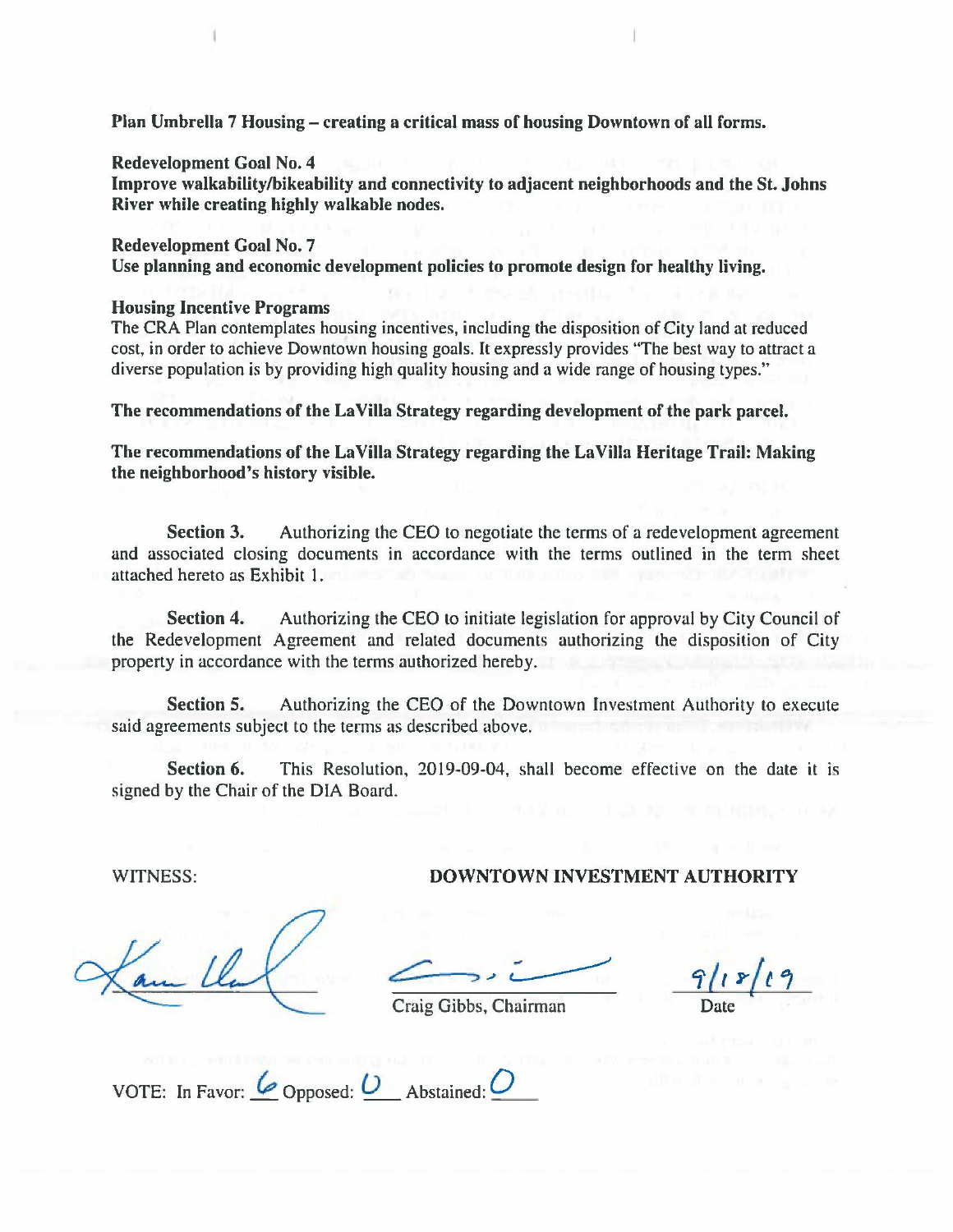**Plan Umbrella 7 Housing – creating a critical mass of housing Downtown of all forms.**

**Redevelopment Goal No. 4**
**Improve walkability/bikeability and connectivity to adjacent neighborhoods and the St. Johns River while creating highly walkable nodes.**

**Redevelopment Goal No. 7**
**Use planning and economic development policies to promote design for healthy living.**

**Housing Incentive Programs**
The CRA Plan contemplates housing incentives, including the disposition of City land at reduced cost, in order to achieve Downtown housing goals. It expressly provides "The best way to attract a diverse population is by providing high quality housing and a wide range of housing types."

**The recommendations of the LaVilla Strategy regarding development of the park parcel.**

**The recommendations of the LaVilla Strategy regarding the LaVilla Heritage Trail: Making the neighborhood's history visible.**

**Section 3.** Authorizing the CEO to negotiate the terms of a redevelopment agreement and associated closing documents in accordance with the terms outlined in the term sheet attached hereto as Exhibit 1.

**Section 4.** Authorizing the CEO to initiate legislation for approval by City Council of the Redevelopment Agreement and related documents authorizing the disposition of City property in accordance with the terms authorized hereby.

**Section 5.** Authorizing the CEO of the Downtown Investment Authority to execute said agreements subject to the terms as described above.

**Section 6.** This Resolution, 2019-09-04, shall become effective on the date it is signed by the Chair of the DIA Board.

WITNESS: **DOWNTOWN INVESTMENT AUTHORITY**

Craig Gibbs, Chairman

9/18/19
Date

VOTE: In Favor: 6 Opposed: 0 Abstained: 0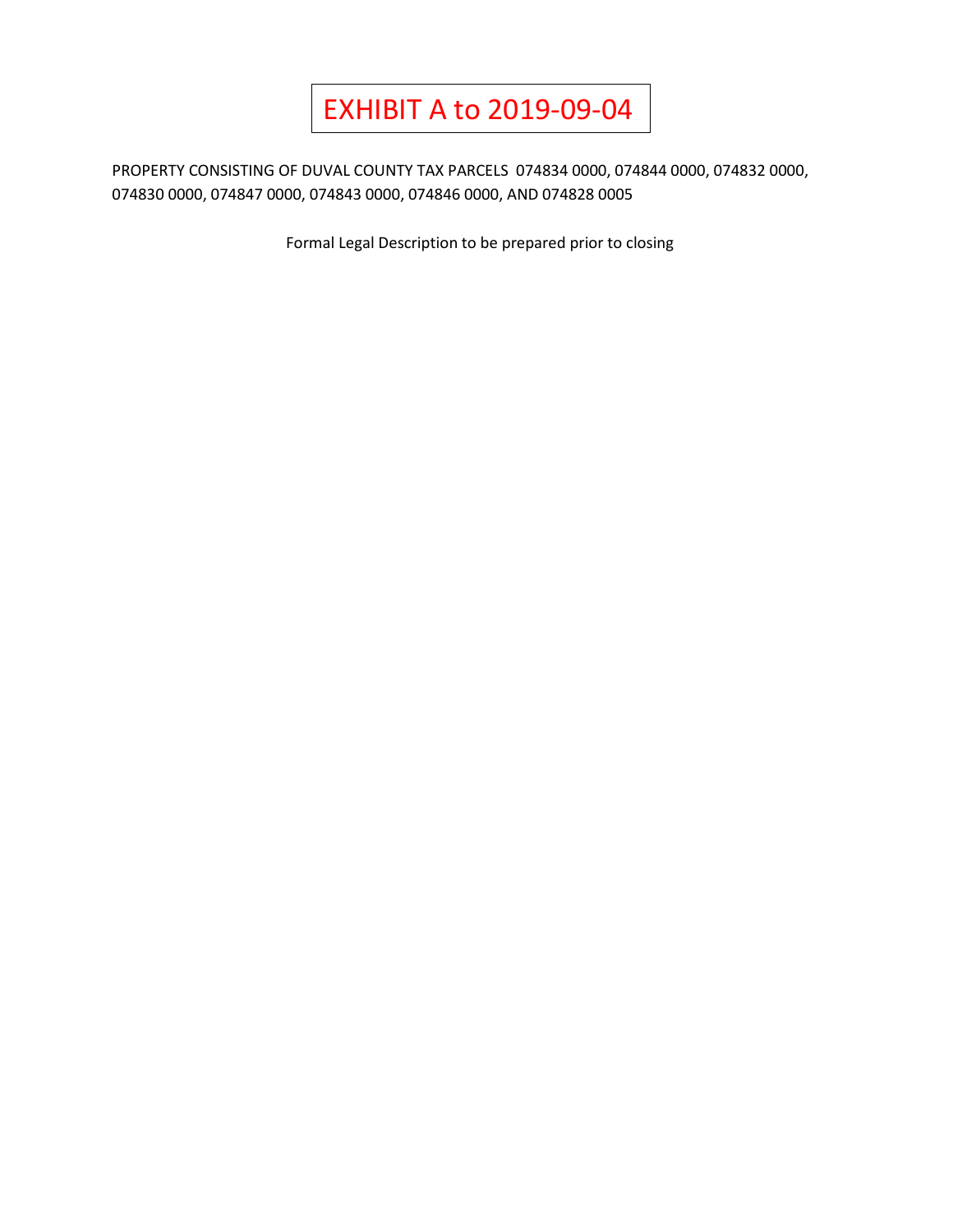# EXHIBIT A to 2019-09-04

PROPERTY CONSISTING OF DUVAL COUNTY TAX PARCELS 074834 0000, 074844 0000, 074832 0000, 074830 0000, 074847 0000, 074843 0000, 074846 0000, AND 074828 0005

Formal Legal Description to be prepared prior to closing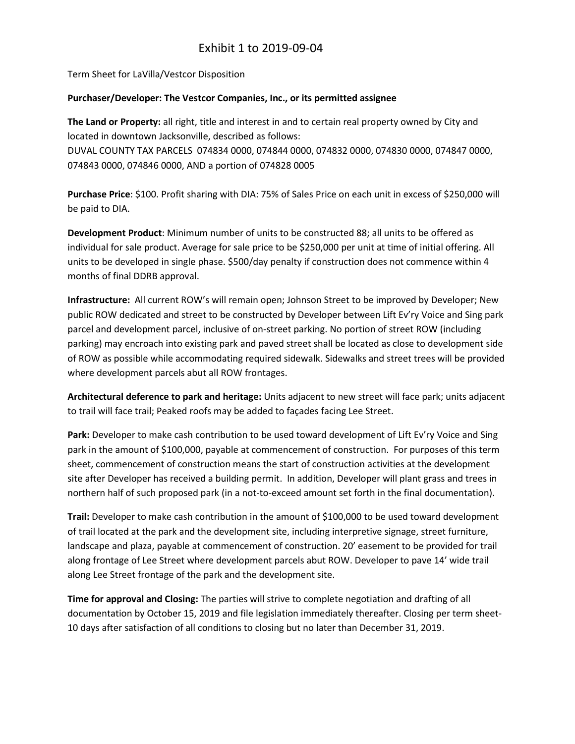# Exhibit 1 to 2019-09-04

Term Sheet for LaVilla/Vestcor Disposition

**Purchaser/Developer: The Vestcor Companies, Inc., or its permitted assignee**

**The Land or Property:** all right, title and interest in and to certain real property owned by City and located in downtown Jacksonville, described as follows:
DUVAL COUNTY TAX PARCELS 074834 0000, 074844 0000, 074832 0000, 074830 0000, 074847 0000, 074843 0000, 074846 0000, AND a portion of 074828 0005

**Purchase Price**: $100. Profit sharing with DIA: 75% of Sales Price on each unit in excess of $250,000 will be paid to DIA.

**Development Product**: Minimum number of units to be constructed 88; all units to be offered as individual for sale product. Average for sale price to be $250,000 per unit at time of initial offering. All units to be developed in single phase. $500/day penalty if construction does not commence within 4 months of final DDRB approval.

**Infrastructure:** All current ROW's will remain open; Johnson Street to be improved by Developer; New public ROW dedicated and street to be constructed by Developer between Lift Ev'ry Voice and Sing park parcel and development parcel, inclusive of on-street parking. No portion of street ROW (including parking) may encroach into existing park and paved street shall be located as close to development side of ROW as possible while accommodating required sidewalk. Sidewalks and street trees will be provided where development parcels abut all ROW frontages.

**Architectural deference to park and heritage:** Units adjacent to new street will face park; units adjacent to trail will face trail; Peaked roofs may be added to façades facing Lee Street.

**Park:** Developer to make cash contribution to be used toward development of Lift Ev'ry Voice and Sing park in the amount of $100,000, payable at commencement of construction. For purposes of this term sheet, commencement of construction means the start of construction activities at the development site after Developer has received a building permit. In addition, Developer will plant grass and trees in northern half of such proposed park (in a not-to-exceed amount set forth in the final documentation).

**Trail:** Developer to make cash contribution in the amount of $100,000 to be used toward development of trail located at the park and the development site, including interpretive signage, street furniture, landscape and plaza, payable at commencement of construction. 20' easement to be provided for trail along frontage of Lee Street where development parcels abut ROW. Developer to pave 14' wide trail along Lee Street frontage of the park and the development site.

**Time for approval and Closing:** The parties will strive to complete negotiation and drafting of all documentation by October 15, 2019 and file legislation immediately thereafter. Closing per term sheet- 10 days after satisfaction of all conditions to closing but no later than December 31, 2019.